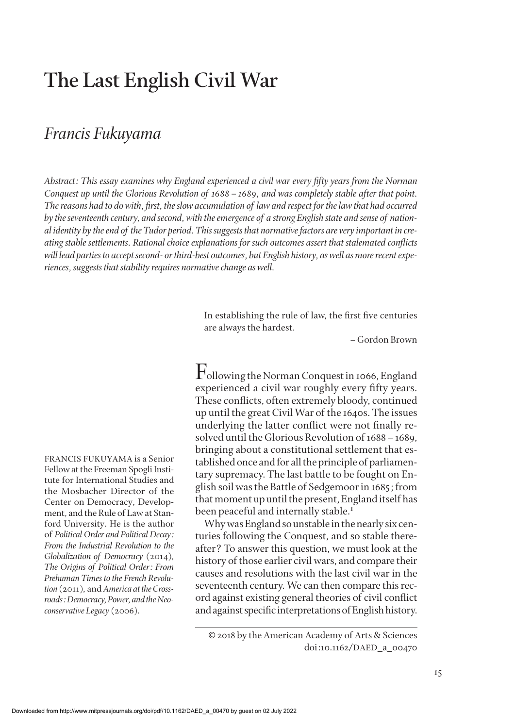# The Last English Civil War

## *Francis Fukuyama*

*Abstract: This essay examines why England experienced a civil war every fifty years from the Norman Conquest up until the Glorious Revolution of 1688–1689, and was completely stable after that point. The reasons had to do with, first, the slow accumulation of law and respect for the law that had occurred by the seventeenth century, and second, with the emergence of a strong English state and sense of national identity by the end of the Tudor period. This suggests that normative factors are very important in creating stable settlements. Rational choice explanations for such outcomes assert that stalemated conflicts will lead parties to accept second- or third-best outcomes, but English history, as well as more recent experiences, suggests that stability requires normative change as well.*

> In establishing the rule of law, the first five centuries are always the hardest.
>
> – Gordon Brown

Following the Norman Conquest in 1066, England experienced a civil war roughly every fifty years. These conflicts, often extremely bloody, continued up until the great Civil War of the 1640s. The issues underlying the latter conflict were not finally resolved until the Glorious Revolution of 1688–1689, bringing about a constitutional settlement that established once and for all the principle of parliamentary supremacy. The last battle to be fought on English soil was the Battle of Sedgemoor in 1685; from that moment up until the present, England itself has been peaceful and internally stable.[1]

Why was England so unstable in the nearly six centuries following the Conquest, and so stable thereafter? To answer this question, we must look at the history of those earlier civil wars, and compare their causes and resolutions with the last civil war in the seventeenth century. We can then compare this record against existing general theories of civil conflict and against specific interpretations of English history.

FRANCIS FUKUYAMA is a Senior Fellow at the Freeman Spogli Institute for International Studies and the Mosbacher Director of the Center on Democracy, Development, and the Rule of Law at Stanford University. He is the author of *Political Order and Political Decay: From the Industrial Revolution to the Globalization of Democracy* (2014), *The Origins of Political Order: From Prehuman Times to the French Revolution* (2011), and *America at the Crossroads: Democracy, Power, and the Neoconservative Legacy* (2006).

© 2018 by the American Academy of Arts & Sciences
doi:10.1162/DAED_a_00470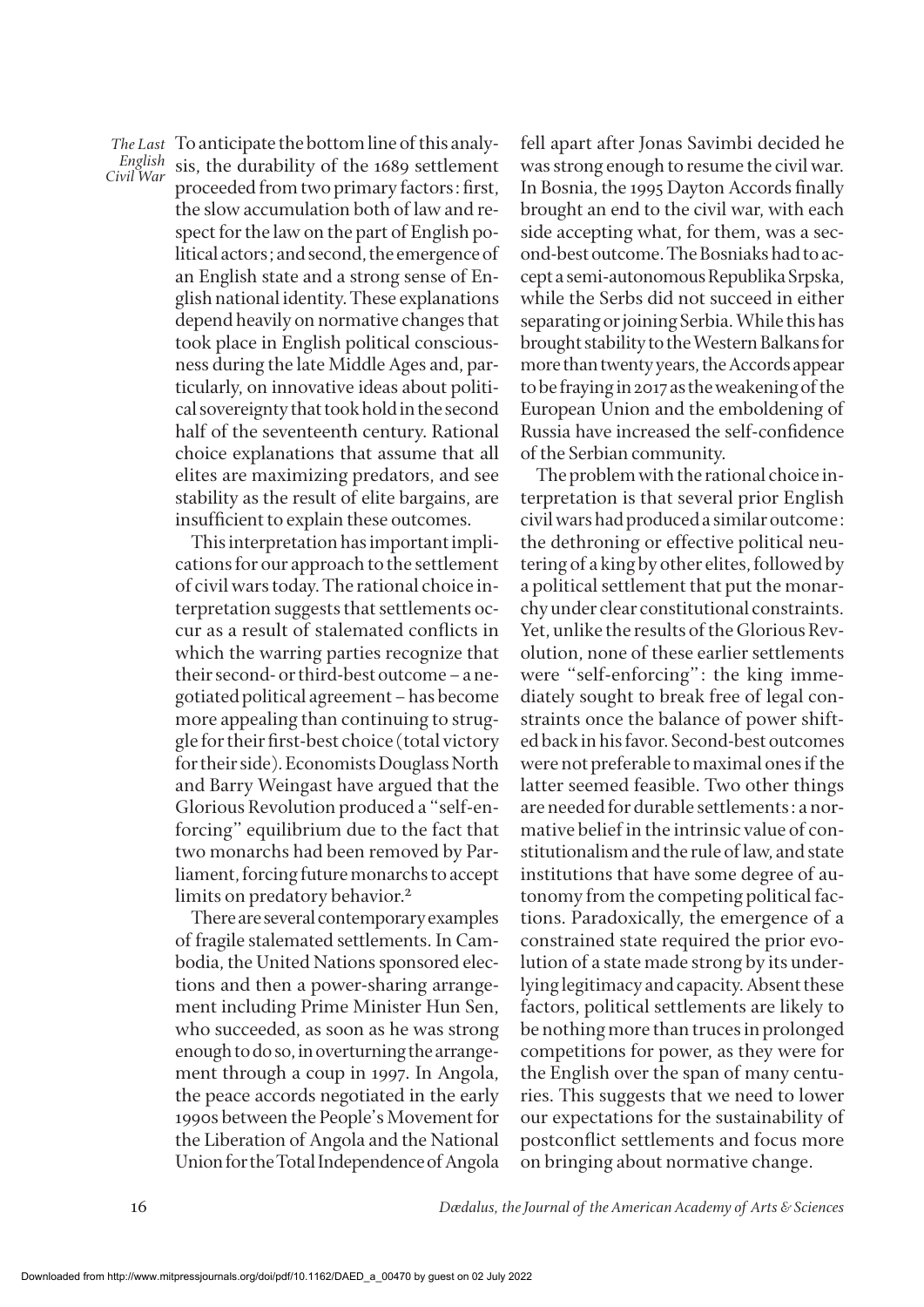To anticipate the bottom line of this analysis, the durability of the 1689 settlement proceeded from two primary factors: first, the slow accumulation both of law and respect for the law on the part of English political actors; and second, the emergence of an English state and a strong sense of English national identity. These explanations depend heavily on normative changes that took place in English political consciousness during the late Middle Ages and, particularly, on innovative ideas about political sovereignty that took hold in the second half of the seventeenth century. Rational choice explanations that assume that all elites are maximizing predators, and see stability as the result of elite bargains, are insufficient to explain these outcomes.

This interpretation has important implications for our approach to the settlement of civil wars today. The rational choice interpretation suggests that settlements occur as a result of stalemated conflicts in which the warring parties recognize that their second- or third-best outcome – a negotiated political agreement – has become more appealing than continuing to struggle for their first-best choice (total victory for their side). Economists Douglass North and Barry Weingast have argued that the Glorious Revolution produced a "self-enforcing" equilibrium due to the fact that two monarchs had been removed by Parliament, forcing future monarchs to accept limits on predatory behavior.[2]

There are several contemporary examples of fragile stalemated settlements. In Cambodia, the United Nations sponsored elections and then a power-sharing arrangement including Prime Minister Hun Sen, who succeeded, as soon as he was strong enough to do so, in overturning the arrangement through a coup in 1997. In Angola, the peace accords negotiated in the early 1990s between the People's Movement for the Liberation of Angola and the National Union for the Total Independence of Angola fell apart after Jonas Savimbi decided he was strong enough to resume the civil war. In Bosnia, the 1995 Dayton Accords finally brought an end to the civil war, with each side accepting what, for them, was a second-best outcome. The Bosniaks had to accept a semi-autonomous Republika Srpska, while the Serbs did not succeed in either separating or joining Serbia. While this has brought stability to the Western Balkans for more than twenty years, the Accords appear to be fraying in 2017 as the weakening of the European Union and the emboldening of Russia have increased the self-confidence of the Serbian community.

The problem with the rational choice interpretation is that several prior English civil wars had produced a similar outcome: the dethroning or effective political neutering of a king by other elites, followed by a political settlement that put the monarchy under clear constitutional constraints. Yet, unlike the results of the Glorious Revolution, none of these earlier settlements were "self-enforcing": the king immediately sought to break free of legal constraints once the balance of power shifted back in his favor. Second-best outcomes were not preferable to maximal ones if the latter seemed feasible. Two other things are needed for durable settlements: a normative belief in the intrinsic value of constitutionalism and the rule of law, and state institutions that have some degree of autonomy from the competing political factions. Paradoxically, the emergence of a constrained state required the prior evolution of a state made strong by its underlying legitimacy and capacity. Absent these factors, political settlements are likely to be nothing more than truces in prolonged competitions for power, as they were for the English over the span of many centuries. This suggests that we need to lower our expectations for the sustainability of postconflict settlements and focus more on bringing about normative change.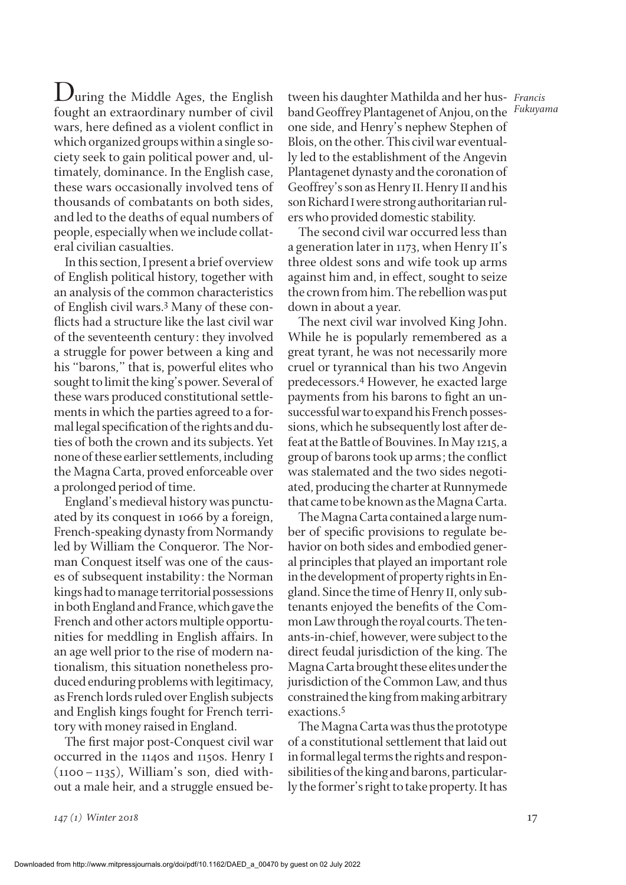During the Middle Ages, the English fought an extraordinary number of civil wars, here defined as a violent conflict in which organized groups within a single society seek to gain political power and, ultimately, dominance. In the English case, these wars occasionally involved tens of thousands of combatants on both sides, and led to the deaths of equal numbers of people, especially when we include collateral civilian casualties.

In this section, I present a brief overview of English political history, together with an analysis of the common characteristics of English civil wars.[3] Many of these conflicts had a structure like the last civil war of the seventeenth century: they involved a struggle for power between a king and his "barons," that is, powerful elites who sought to limit the king's power. Several of these wars produced constitutional settlements in which the parties agreed to a formal legal specification of the rights and duties of both the crown and its subjects. Yet none of these earlier settlements, including the Magna Carta, proved enforceable over a prolonged period of time.

England's medieval history was punctuated by its conquest in 1066 by a foreign, French-speaking dynasty from Normandy led by William the Conqueror. The Norman Conquest itself was one of the causes of subsequent instability: the Norman kings had to manage territorial possessions in both England and France, which gave the French and other actors multiple opportunities for meddling in English affairs. In an age well prior to the rise of modern nationalism, this situation nonetheless produced enduring problems with legitimacy, as French lords ruled over English subjects and English kings fought for French territory with money raised in England.

The first major post-Conquest civil war occurred in the 1140s and 1150s. Henry I (1100 – 1135), William's son, died without a male heir, and a struggle ensued between his daughter Mathilda and her husband Geoffrey Plantagenet of Anjou, on the one side, and Henry's nephew Stephen of Blois, on the other. This civil war eventually led to the establishment of the Angevin Plantagenet dynasty and the coronation of Geoffrey's son as Henry II. Henry II and his son Richard I were strong authoritarian rulers who provided domestic stability.

The second civil war occurred less than a generation later in 1173, when Henry II's three oldest sons and wife took up arms against him and, in effect, sought to seize the crown from him. The rebellion was put down in about a year.

The next civil war involved King John. While he is popularly remembered as a great tyrant, he was not necessarily more cruel or tyrannical than his two Angevin predecessors.[4] However, he exacted large payments from his barons to fight an unsuccessful war to expand his French possessions, which he subsequently lost after defeat at the Battle of Bouvines. In May 1215, a group of barons took up arms; the conflict was stalemated and the two sides negotiated, producing the charter at Runnymede that came to be known as the Magna Carta.

The Magna Carta contained a large number of specific provisions to regulate behavior on both sides and embodied general principles that played an important role in the development of property rights in England. Since the time of Henry II, only subtenants enjoyed the benefits of the Common Law through the royal courts. The tenants-in-chief, however, were subject to the direct feudal jurisdiction of the king. The Magna Carta brought these elites under the jurisdiction of the Common Law, and thus constrained the king from making arbitrary exactions.[5]

The Magna Carta was thus the prototype of a constitutional settlement that laid out in formal legal terms the rights and responsibilities of the king and barons, particularly the former's right to take property. It has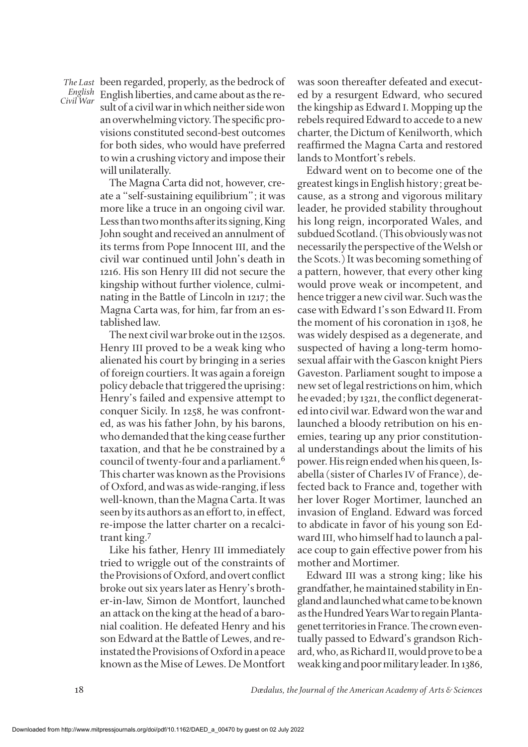been regarded, properly, as the bedrock of English liberties, and came about as the result of a civil war in which neither side won an overwhelming victory. The specific provisions constituted second-best outcomes for both sides, who would have preferred to win a crushing victory and impose their will unilaterally.

The Magna Carta did not, however, create a "self-sustaining equilibrium"; it was more like a truce in an ongoing civil war. Less than two months after its signing, King John sought and received an annulment of its terms from Pope Innocent III, and the civil war continued until John's death in 1216. His son Henry III did not secure the kingship without further violence, culminating in the Battle of Lincoln in 1217; the Magna Carta was, for him, far from an established law.

The next civil war broke out in the 1250s. Henry III proved to be a weak king who alienated his court by bringing in a series of foreign courtiers. It was again a foreign policy debacle that triggered the uprising: Henry's failed and expensive attempt to conquer Sicily. In 1258, he was confronted, as was his father John, by his barons, who demanded that the king cease further taxation, and that he be constrained by a council of twenty-four and a parliament.[6] This charter was known as the Provisions of Oxford, and was as wide-ranging, if less well-known, than the Magna Carta. It was seen by its authors as an effort to, in effect, re-impose the latter charter on a recalcitrant king.[7]

Like his father, Henry III immediately tried to wriggle out of the constraints of the Provisions of Oxford, and overt conflict broke out six years later as Henry's brother-in-law, Simon de Montfort, launched an attack on the king at the head of a baronial coalition. He defeated Henry and his son Edward at the Battle of Lewes, and reinstated the Provisions of Oxford in a peace known as the Mise of Lewes. De Montfort was soon thereafter defeated and executed by a resurgent Edward, who secured the kingship as Edward I. Mopping up the rebels required Edward to accede to a new charter, the Dictum of Kenilworth, which reaffirmed the Magna Carta and restored lands to Montfort's rebels.

Edward went on to become one of the greatest kings in English history; great because, as a strong and vigorous military leader, he provided stability throughout his long reign, incorporated Wales, and subdued Scotland. (This obviously was not necessarily the perspective of the Welsh or the Scots.) It was becoming something of a pattern, however, that every other king would prove weak or incompetent, and hence trigger a new civil war. Such was the case with Edward I's son Edward II. From the moment of his coronation in 1308, he was widely despised as a degenerate, and suspected of having a long-term homosexual affair with the Gascon knight Piers Gaveston. Parliament sought to impose a new set of legal restrictions on him, which he evaded; by 1321, the conflict degenerated into civil war. Edward won the war and launched a bloody retribution on his enemies, tearing up any prior constitutional understandings about the limits of his power. His reign ended when his queen, Isabella (sister of Charles IV of France), defected back to France and, together with her lover Roger Mortimer, launched an invasion of England. Edward was forced to abdicate in favor of his young son Edward III, who himself had to launch a palace coup to gain effective power from his mother and Mortimer.

Edward III was a strong king; like his grandfather, he maintained stability in England and launched what came to be known as the Hundred Years War to regain Plantagenet territories in France. The crown eventually passed to Edward's grandson Richard, who, as Richard II, would prove to be a weak king and poor military leader. In 1386,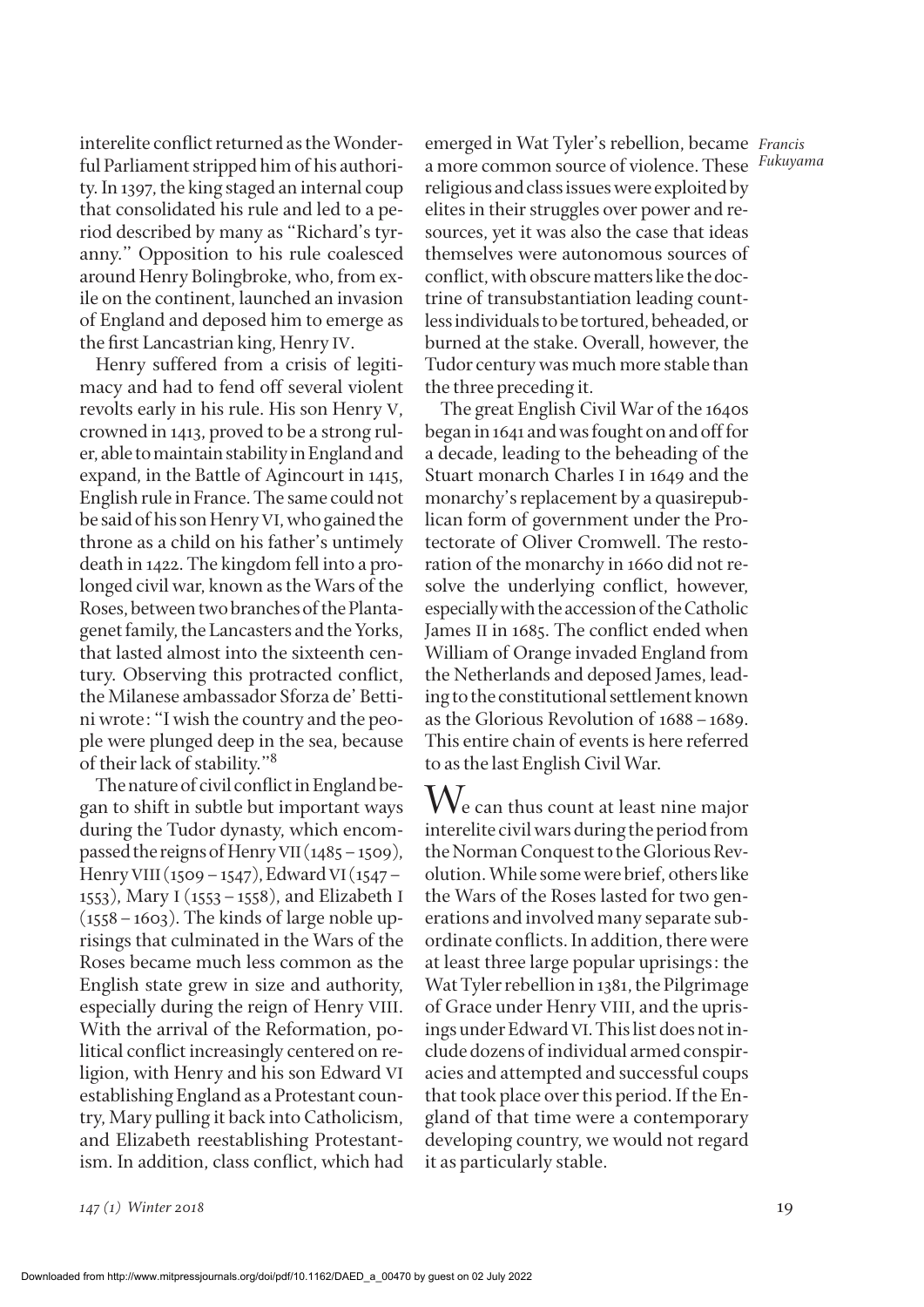interelite conflict returned as the Wonderful Parliament stripped him of his authority. In 1397, the king staged an internal coup that consolidated his rule and led to a period described by many as "Richard's tyranny." Opposition to his rule coalesced around Henry Bolingbroke, who, from exile on the continent, launched an invasion of England and deposed him to emerge as the first Lancastrian king, Henry IV.

Henry suffered from a crisis of legitimacy and had to fend off several violent revolts early in his rule. His son Henry V, crowned in 1413, proved to be a strong ruler, able to maintain stability in England and expand, in the Battle of Agincourt in 1415, English rule in France. The same could not be said of his son Henry VI, who gained the throne as a child on his father's untimely death in 1422. The kingdom fell into a prolonged civil war, known as the Wars of the Roses, between two branches of the Plantagenet family, the Lancasters and the Yorks, that lasted almost into the sixteenth century. Observing this protracted conflict, the Milanese ambassador Sforza de' Bettini wrote: "I wish the country and the people were plunged deep in the sea, because of their lack of stability."[8]

The nature of civil conflict in England began to shift in subtle but important ways during the Tudor dynasty, which encompassed the reigns of Henry VII (1485 – 1509), Henry VIII (1509 – 1547), Edward VI (1547 – 1553), Mary I (1553 – 1558), and Elizabeth I (1558 – 1603). The kinds of large noble uprisings that culminated in the Wars of the Roses became much less common as the English state grew in size and authority, especially during the reign of Henry VIII. With the arrival of the Reformation, political conflict increasingly centered on religion, with Henry and his son Edward VI establishing England as a Protestant country, Mary pulling it back into Catholicism, and Elizabeth reestablishing Protestantism. In addition, class conflict, which had emerged in Wat Tyler's rebellion, became a more common source of violence. These religious and class issues were exploited by elites in their struggles over power and resources, yet it was also the case that ideas themselves were autonomous sources of conflict, with obscure matters like the doctrine of transubstantiation leading countless individuals to be tortured, beheaded, or burned at the stake. Overall, however, the Tudor century was much more stable than the three preceding it.

The great English Civil War of the 1640s began in 1641 and was fought on and off for a decade, leading to the beheading of the Stuart monarch Charles I in 1649 and the monarchy's replacement by a quasirepublican form of government under the Protectorate of Oliver Cromwell. The restoration of the monarchy in 1660 did not resolve the underlying conflict, however, especially with the accession of the Catholic James II in 1685. The conflict ended when William of Orange invaded England from the Netherlands and deposed James, leading to the constitutional settlement known as the Glorious Revolution of 1688 – 1689. This entire chain of events is here referred to as the last English Civil War.

We can thus count at least nine major interelite civil wars during the period from the Norman Conquest to the Glorious Revolution. While some were brief, others like the Wars of the Roses lasted for two generations and involved many separate subordinate conflicts. In addition, there were at least three large popular uprisings: the Wat Tyler rebellion in 1381, the Pilgrimage of Grace under Henry VIII, and the uprisings under Edward VI. This list does not include dozens of individual armed conspiracies and attempted and successful coups that took place over this period. If the England of that time were a contemporary developing country, we would not regard it as particularly stable.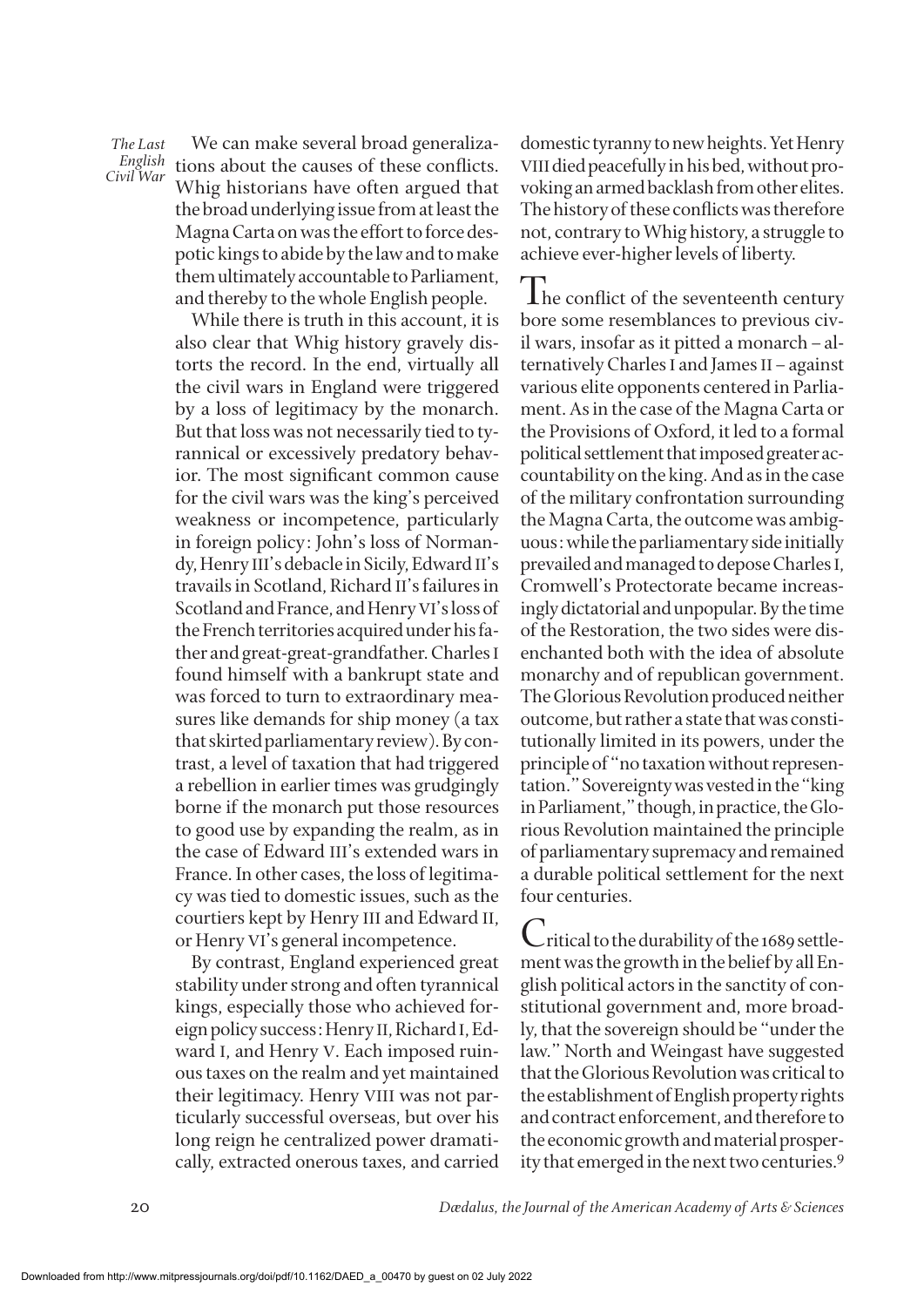We can make several broad generalizations about the causes of these conflicts. Whig historians have often argued that the broad underlying issue from at least the Magna Carta on was the effort to force despotic kings to abide by the law and to make them ultimately accountable to Parliament, and thereby to the whole English people.

While there is truth in this account, it is also clear that Whig history gravely distorts the record. In the end, virtually all the civil wars in England were triggered by a loss of legitimacy by the monarch. But that loss was not necessarily tied to tyrannical or excessively predatory behavior. The most significant common cause for the civil wars was the king's perceived weakness or incompetence, particularly in foreign policy: John's loss of Normandy, Henry III's debacle in Sicily, Edward II's travails in Scotland, Richard II's failures in Scotland and France, and Henry VI's loss of the French territories acquired under his father and great-great-grandfather. Charles I found himself with a bankrupt state and was forced to turn to extraordinary measures like demands for ship money (a tax that skirted parliamentary review). By contrast, a level of taxation that had triggered a rebellion in earlier times was grudgingly borne if the monarch put those resources to good use by expanding the realm, as in the case of Edward III's extended wars in France. In other cases, the loss of legitimacy was tied to domestic issues, such as the courtiers kept by Henry III and Edward II, or Henry VI's general incompetence.

By contrast, England experienced great stability under strong and often tyrannical kings, especially those who achieved foreign policy success: Henry II, Richard I, Edward I, and Henry V. Each imposed ruinous taxes on the realm and yet maintained their legitimacy. Henry VIII was not particularly successful overseas, but over his long reign he centralized power dramatically, extracted onerous taxes, and carried domestic tyranny to new heights. Yet Henry VIII died peacefully in his bed, without provoking an armed backlash from other elites. The history of these conflicts was therefore not, contrary to Whig history, a struggle to achieve ever-higher levels of liberty.

The conflict of the seventeenth century bore some resemblances to previous civil wars, insofar as it pitted a monarch – alternatively Charles I and James II – against various elite opponents centered in Parliament. As in the case of the Magna Carta or the Provisions of Oxford, it led to a formal political settlement that imposed greater accountability on the king. And as in the case of the military confrontation surrounding the Magna Carta, the outcome was ambiguous: while the parliamentary side initially prevailed and managed to depose Charles I, Cromwell's Protectorate became increasingly dictatorial and unpopular. By the time of the Restoration, the two sides were disenchanted both with the idea of absolute monarchy and of republican government. The Glorious Revolution produced neither outcome, but rather a state that was constitutionally limited in its powers, under the principle of "no taxation without representation." Sovereignty was vested in the "king in Parliament," though, in practice, the Glorious Revolution maintained the principle of parliamentary supremacy and remained a durable political settlement for the next four centuries.

Critical to the durability of the 1689 settlement was the growth in the belief by all English political actors in the sanctity of constitutional government and, more broadly, that the sovereign should be "under the law." North and Weingast have suggested that the Glorious Revolution was critical to the establishment of English property rights and contract enforcement, and therefore to the economic growth and material prosperity that emerged in the next two centuries.[9]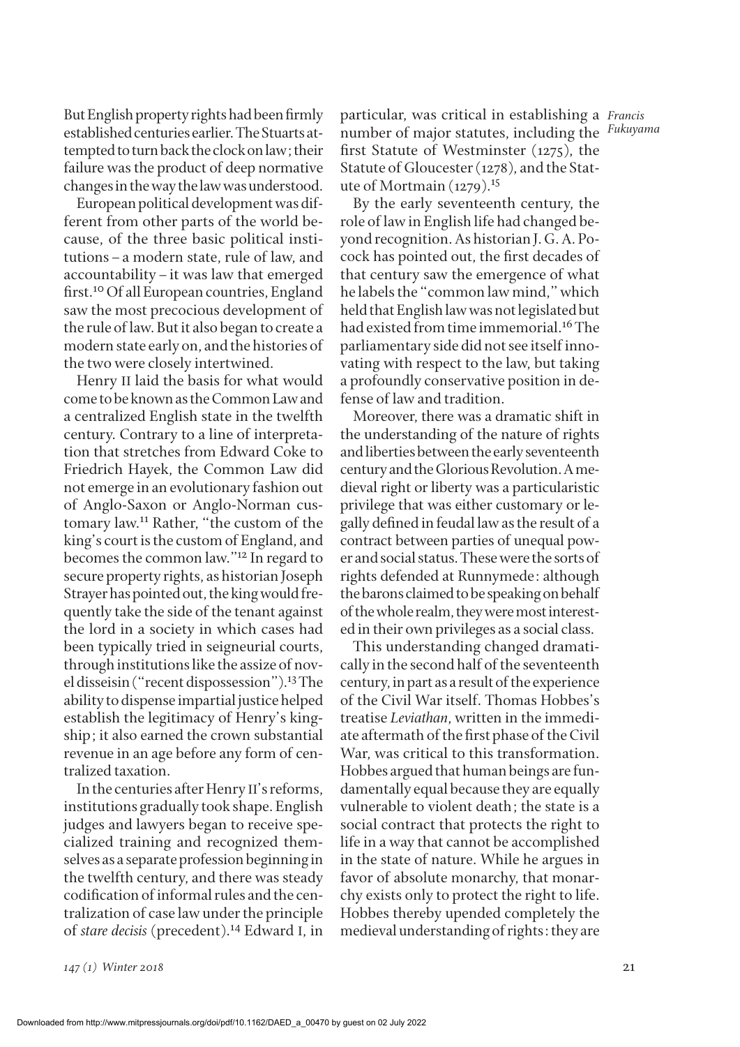But English property rights had been firmly established centuries earlier. The Stuarts attempted to turn back the clock on law; their failure was the product of deep normative changes in the way the law was understood.

European political development was different from other parts of the world because, of the three basic political institutions – a modern state, rule of law, and accountability – it was law that emerged first.[10] Of all European countries, England saw the most precocious development of the rule of law. But it also began to create a modern state early on, and the histories of the two were closely intertwined.

Henry II laid the basis for what would come to be known as the Common Law and a centralized English state in the twelfth century. Contrary to a line of interpretation that stretches from Edward Coke to Friedrich Hayek, the Common Law did not emerge in an evolutionary fashion out of Anglo-Saxon or Anglo-Norman customary law.[11] Rather, "the custom of the king's court is the custom of England, and becomes the common law."[12] In regard to secure property rights, as historian Joseph Strayer has pointed out, the king would frequently take the side of the tenant against the lord in a society in which cases had been typically tried in seigneurial courts, through institutions like the assize of novel disseisin ("recent dispossession").[13] The ability to dispense impartial justice helped establish the legitimacy of Henry's kingship; it also earned the crown substantial revenue in an age before any form of centralized taxation.

In the centuries after Henry II's reforms, institutions gradually took shape. English judges and lawyers began to receive specialized training and recognized themselves as a separate profession beginning in the twelfth century, and there was steady codification of informal rules and the centralization of case law under the principle of *stare decisis* (precedent).[14] Edward I, in particular, was critical in establishing a number of major statutes, including the first Statute of Westminster (1275), the Statute of Gloucester (1278), and the Statute of Mortmain (1279).[15]

By the early seventeenth century, the role of law in English life had changed beyond recognition. As historian J. G. A. Pocock has pointed out, the first decades of that century saw the emergence of what he labels the "common law mind," which held that English law was not legislated but had existed from time immemorial.[16] The parliamentary side did not see itself innovating with respect to the law, but taking a profoundly conservative position in defense of law and tradition.

Moreover, there was a dramatic shift in the understanding of the nature of rights and liberties between the early seventeenth century and the Glorious Revolution. A medieval right or liberty was a particularistic privilege that was either customary or legally defined in feudal law as the result of a contract between parties of unequal power and social status. These were the sorts of rights defended at Runnymede: although the barons claimed to be speaking on behalf of the whole realm, they were most interested in their own privileges as a social class.

This understanding changed dramatically in the second half of the seventeenth century, in part as a result of the experience of the Civil War itself. Thomas Hobbes's treatise *Leviathan*, written in the immediate aftermath of the first phase of the Civil War, was critical to this transformation. Hobbes argued that human beings are fundamentally equal because they are equally vulnerable to violent death; the state is a social contract that protects the right to life in a way that cannot be accomplished in the state of nature. While he argues in favor of absolute monarchy, that monarchy exists only to protect the right to life. Hobbes thereby upended completely the medieval understanding of rights: they are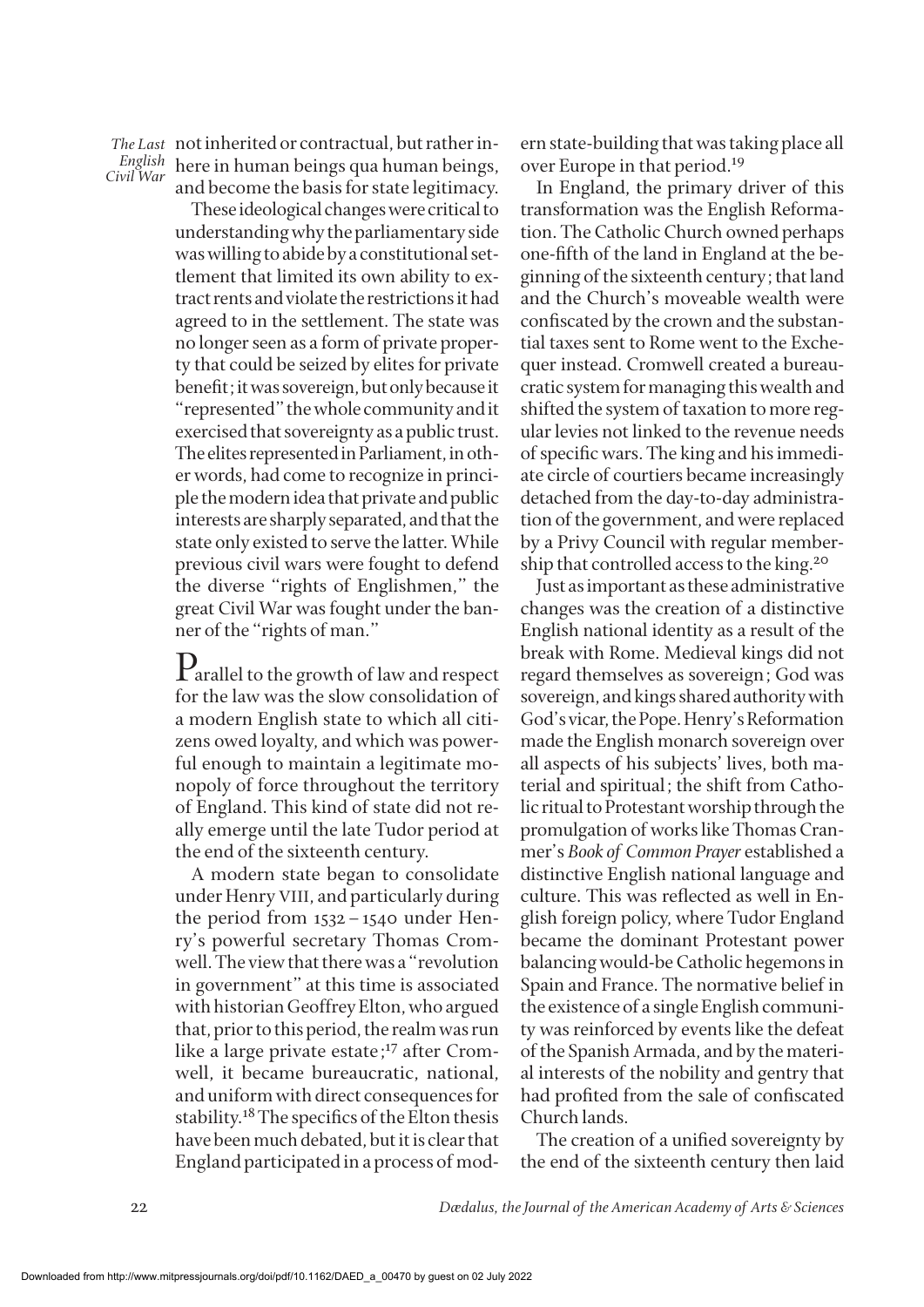not inherited or contractual, but rather inhere in human beings qua human beings, and become the basis for state legitimacy.

These ideological changes were critical to understanding why the parliamentary side was willing to abide by a constitutional settlement that limited its own ability to extract rents and violate the restrictions it had agreed to in the settlement. The state was no longer seen as a form of private property that could be seized by elites for private benefit; it was sovereign, but only because it "represented" the whole community and it exercised that sovereignty as a public trust. The elites represented in Parliament, in other words, had come to recognize in principle the modern idea that private and public interests are sharply separated, and that the state only existed to serve the latter. While previous civil wars were fought to defend the diverse "rights of Englishmen," the great Civil War was fought under the banner of the "rights of man."

Parallel to the growth of law and respect for the law was the slow consolidation of a modern English state to which all citizens owed loyalty, and which was powerful enough to maintain a legitimate monopoly of force throughout the territory of England. This kind of state did not really emerge until the late Tudor period at the end of the sixteenth century.

A modern state began to consolidate under Henry VIII, and particularly during the period from 1532–1540 under Henry's powerful secretary Thomas Cromwell. The view that there was a "revolution in government" at this time is associated with historian Geoffrey Elton, who argued that, prior to this period, the realm was run like a large private estate;[17] after Cromwell, it became bureaucratic, national, and uniform with direct consequences for stability.[18] The specifics of the Elton thesis have been much debated, but it is clear that England participated in a process of modern state-building that was taking place all over Europe in that period.[19]

In England, the primary driver of this transformation was the English Reformation. The Catholic Church owned perhaps one-fifth of the land in England at the beginning of the sixteenth century; that land and the Church's moveable wealth were confiscated by the crown and the substantial taxes sent to Rome went to the Exchequer instead. Cromwell created a bureaucratic system for managing this wealth and shifted the system of taxation to more regular levies not linked to the revenue needs of specific wars. The king and his immediate circle of courtiers became increasingly detached from the day-to-day administration of the government, and were replaced by a Privy Council with regular membership that controlled access to the king.[20]

Just as important as these administrative changes was the creation of a distinctive English national identity as a result of the break with Rome. Medieval kings did not regard themselves as sovereign; God was sovereign, and kings shared authority with God's vicar, the Pope. Henry's Reformation made the English monarch sovereign over all aspects of his subjects' lives, both material and spiritual; the shift from Catholic ritual to Protestant worship through the promulgation of works like Thomas Cranmer's *Book of Common Prayer* established a distinctive English national language and culture. This was reflected as well in English foreign policy, where Tudor England became the dominant Protestant power balancing would-be Catholic hegemons in Spain and France. The normative belief in the existence of a single English community was reinforced by events like the defeat of the Spanish Armada, and by the material interests of the nobility and gentry that had profited from the sale of confiscated Church lands.

The creation of a unified sovereignty by the end of the sixteenth century then laid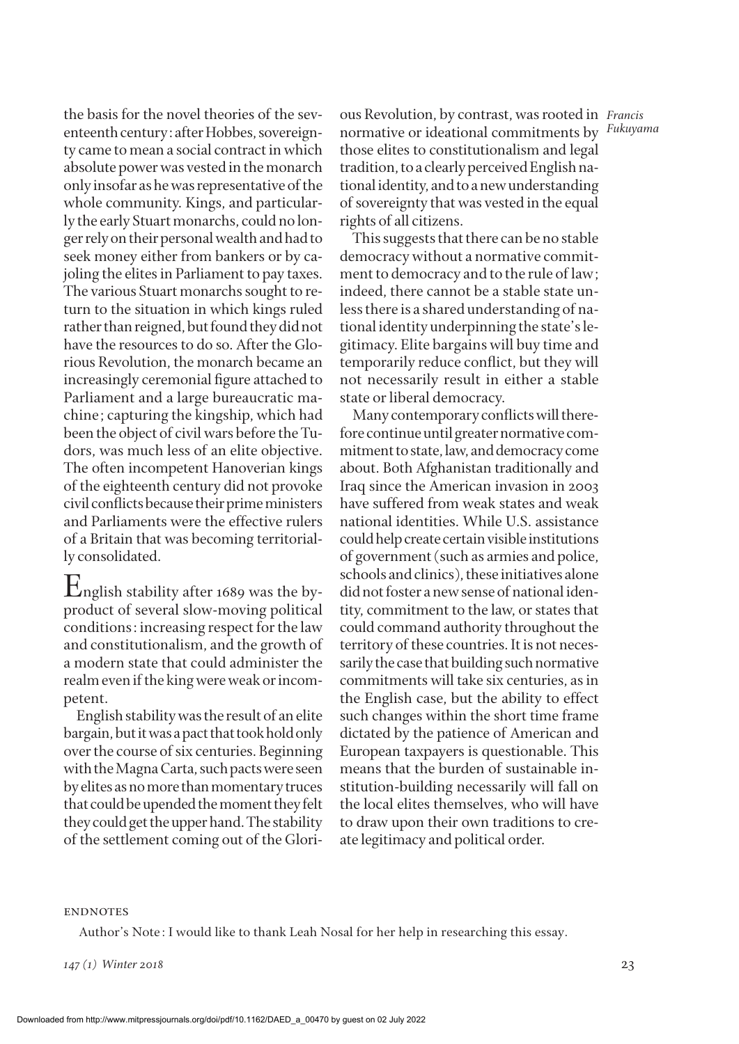the basis for the novel theories of the seventeenth century: after Hobbes, sovereignty came to mean a social contract in which absolute power was vested in the monarch only insofar as he was representative of the whole community. Kings, and particularly the early Stuart monarchs, could no longer rely on their personal wealth and had to seek money either from bankers or by cajoling the elites in Parliament to pay taxes. The various Stuart monarchs sought to return to the situation in which kings ruled rather than reigned, but found they did not have the resources to do so. After the Glorious Revolution, the monarch became an increasingly ceremonial figure attached to Parliament and a large bureaucratic machine; capturing the kingship, which had been the object of civil wars before the Tudors, was much less of an elite objective. The often incompetent Hanoverian kings of the eighteenth century did not provoke civil conflicts because their prime ministers and Parliaments were the effective rulers of a Britain that was becoming territorially consolidated.

English stability after 1689 was the byproduct of several slow-moving political conditions: increasing respect for the law and constitutionalism, and the growth of a modern state that could administer the realm even if the king were weak or incompetent.

English stability was the result of an elite bargain, but it was a pact that took hold only over the course of six centuries. Beginning with the Magna Carta, such pacts were seen by elites as no more than momentary truces that could be upended the moment they felt they could get the upper hand. The stability of the settlement coming out of the Glorious Revolution, by contrast, was rooted in normative or ideational commitments by those elites to constitutionalism and legal tradition, to a clearly perceived English national identity, and to a new understanding of sovereignty that was vested in the equal rights of all citizens.

This suggests that there can be no stable democracy without a normative commitment to democracy and to the rule of law; indeed, there cannot be a stable state unless there is a shared understanding of national identity underpinning the state's legitimacy. Elite bargains will buy time and temporarily reduce conflict, but they will not necessarily result in either a stable state or liberal democracy.

Many contemporary conflicts will therefore continue until greater normative commitment to state, law, and democracy come about. Both Afghanistan traditionally and Iraq since the American invasion in 2003 have suffered from weak states and weak national identities. While U.S. assistance could help create certain visible institutions of government (such as armies and police, schools and clinics), these initiatives alone did not foster a new sense of national identity, commitment to the law, or states that could command authority throughout the territory of these countries. It is not necessarily the case that building such normative commitments will take six centuries, as in the English case, but the ability to effect such changes within the short time frame dictated by the patience of American and European taxpayers is questionable. This means that the burden of sustainable institution-building necessarily will fall on the local elites themselves, who will have to draw upon their own traditions to create legitimacy and political order.

## ENDNOTES

Author's Note: I would like to thank Leah Nosal for her help in researching this essay.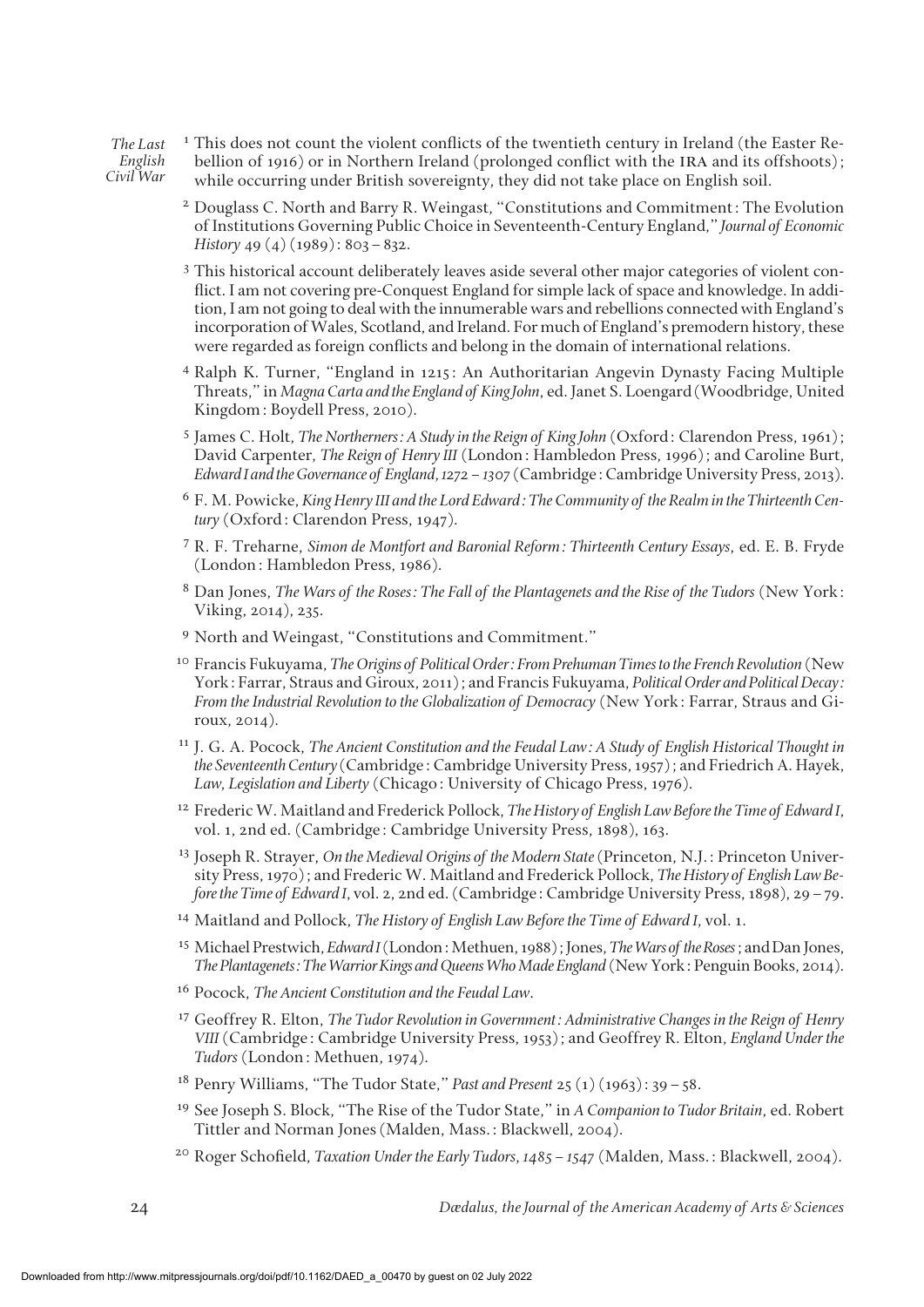[1] This does not count the violent conflicts of the twentieth century in Ireland (the Easter Rebellion of 1916) or in Northern Ireland (prolonged conflict with the IRA and its offshoots); while occurring under British sovereignty, they did not take place on English soil.

[2] Douglass C. North and Barry R. Weingast, "Constitutions and Commitment: The Evolution of Institutions Governing Public Choice in Seventeenth-Century England," *Journal of Economic History* 49 (4) (1989): 803–832.

[3] This historical account deliberately leaves aside several other major categories of violent conflict. I am not covering pre-Conquest England for simple lack of space and knowledge. In addition, I am not going to deal with the innumerable wars and rebellions connected with England's incorporation of Wales, Scotland, and Ireland. For much of England's premodern history, these were regarded as foreign conflicts and belong in the domain of international relations.

[4] Ralph K. Turner, "England in 1215: An Authoritarian Angevin Dynasty Facing Multiple Threats," in *Magna Carta and the England of King John*, ed. Janet S. Loengard (Woodbridge, United Kingdom: Boydell Press, 2010).

[5] James C. Holt, *The Northerners: A Study in the Reign of King John* (Oxford: Clarendon Press, 1961); David Carpenter, *The Reign of Henry III* (London: Hambledon Press, 1996); and Caroline Burt, *Edward I and the Governance of England, 1272–1307* (Cambridge: Cambridge University Press, 2013).

[6] F. M. Powicke, *King Henry III and the Lord Edward: The Community of the Realm in the Thirteenth Century* (Oxford: Clarendon Press, 1947).

[7] R. F. Treharne, *Simon de Montfort and Baronial Reform: Thirteenth Century Essays*, ed. E. B. Fryde (London: Hambledon Press, 1986).

[8] Dan Jones, *The Wars of the Roses: The Fall of the Plantagenets and the Rise of the Tudors* (New York: Viking, 2014), 235.

[9] North and Weingast, "Constitutions and Commitment."

[10] Francis Fukuyama, *The Origins of Political Order: From Prehuman Times to the French Revolution* (New York: Farrar, Straus and Giroux, 2011); and Francis Fukuyama, *Political Order and Political Decay: From the Industrial Revolution to the Globalization of Democracy* (New York: Farrar, Straus and Giroux, 2014).

[11] J. G. A. Pocock, *The Ancient Constitution and the Feudal Law: A Study of English Historical Thought in the Seventeenth Century* (Cambridge: Cambridge University Press, 1957); and Friedrich A. Hayek, *Law, Legislation and Liberty* (Chicago: University of Chicago Press, 1976).

[12] Frederic W. Maitland and Frederick Pollock, *The History of English Law Before the Time of Edward I*, vol. 1, 2nd ed. (Cambridge: Cambridge University Press, 1898), 163.

[13] Joseph R. Strayer, *On the Medieval Origins of the Modern State* (Princeton, N.J.: Princeton University Press, 1970); and Frederic W. Maitland and Frederick Pollock, *The History of English Law Before the Time of Edward I*, vol. 2, 2nd ed. (Cambridge: Cambridge University Press, 1898), 29–79.

[14] Maitland and Pollock, *The History of English Law Before the Time of Edward I*, vol. 1.

[15] Michael Prestwich, *Edward I* (London: Methuen, 1988); Jones, *The Wars of the Roses*; and Dan Jones, *The Plantagenets: The Warrior Kings and Queens Who Made England* (New York: Penguin Books, 2014).

[16] Pocock, *The Ancient Constitution and the Feudal Law*.

[17] Geoffrey R. Elton, *The Tudor Revolution in Government: Administrative Changes in the Reign of Henry VIII* (Cambridge: Cambridge University Press, 1953); and Geoffrey R. Elton, *England Under the Tudors* (London: Methuen, 1974).

[18] Penry Williams, "The Tudor State," *Past and Present* 25 (1) (1963): 39–58.

[19] See Joseph S. Block, "The Rise of the Tudor State," in *A Companion to Tudor Britain*, ed. Robert Tittler and Norman Jones (Malden, Mass.: Blackwell, 2004).

[20] Roger Schofield, *Taxation Under the Early Tudors, 1485–1547* (Malden, Mass.: Blackwell, 2004).